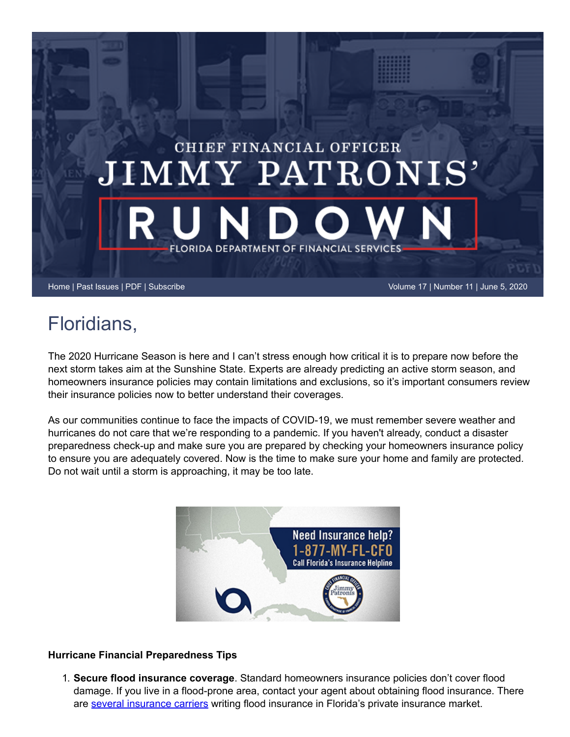# CHIEF FINANCIAL OFFICER JIMMY PATRONIS' RUNDOWN

FLORIDA DEPARTMENT OF FINANCIAL SERVICES

Home | Past Issues | PDF | Subscribe

Volume 17 | Number 11 | June 5, 2020

## Floridians,

The 2020 Hurricane Season is here and I can't stress enough how critical it is to prepare now before the next storm takes aim at the Sunshine State. Experts are already predicting an active storm season, and homeowners insurance policies may contain limitations and exclusions, so it's important consumers review their insurance policies now to better understand their coverages.

As our communities continue to face the impacts of COVID-19, we must remember severe weather and hurricanes do not care that we're responding to a pandemic. If you haven't already, conduct a disaster preparedness check-up and make sure you are prepared by checking your homeowners insurance policy to ensure you are adequately covered. Now is the time to make sure your home and family are protected. Do not wait until a storm is approaching, it may be too late.

Need Insurance help?
1-877-MY-FL-CFO
Call Florida's Insurance Helpline

**Hurricane Financial Preparedness Tips**

1. **Secure flood insurance coverage**. Standard homeowners insurance policies don't cover flood damage. If you live in a flood-prone area, contact your agent about obtaining flood insurance. There are several insurance carriers writing flood insurance in Florida's private insurance market.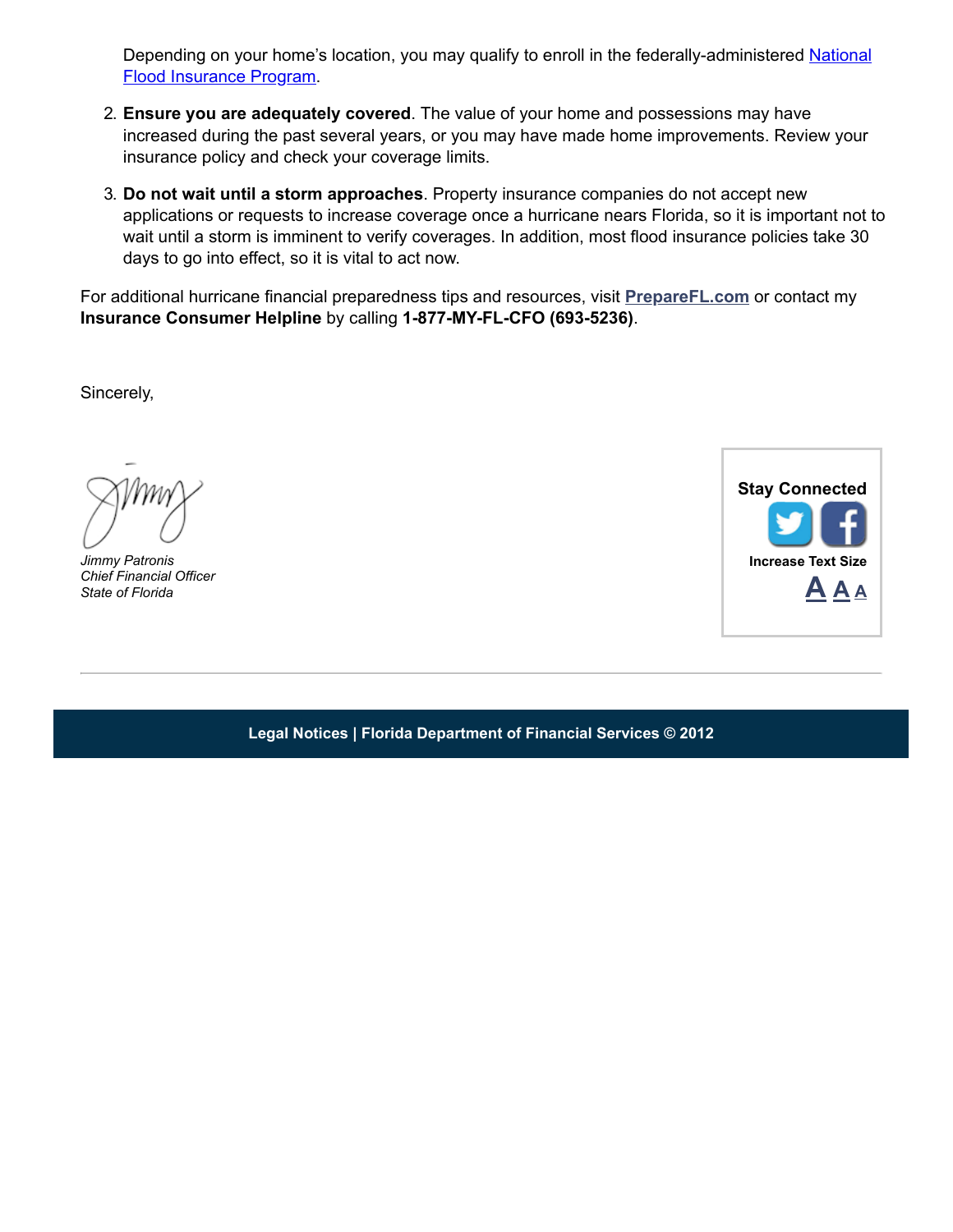Depending on your home's location, you may qualify to enroll in the federally-administered National Flood Insurance Program.

2. **Ensure you are adequately covered**. The value of your home and possessions may have increased during the past several years, or you may have made home improvements. Review your insurance policy and check your coverage limits.

3. **Do not wait until a storm approaches**. Property insurance companies do not accept new applications or requests to increase coverage once a hurricane nears Florida, so it is important not to wait until a storm is imminent to verify coverages. In addition, most flood insurance policies take 30 days to go into effect, so it is vital to act now.

For additional hurricane financial preparedness tips and resources, visit **PrepareFL.com** or contact my **Insurance Consumer Helpline** by calling **1-877-MY-FL-CFO (693-5236)**.

Sincerely,

*Jimmy Patronis*
*Chief Financial Officer*
*State of Florida*

**Stay Connected**

**Increase Text Size**

**A A A**

**Legal Notices | Florida Department of Financial Services © 2012**